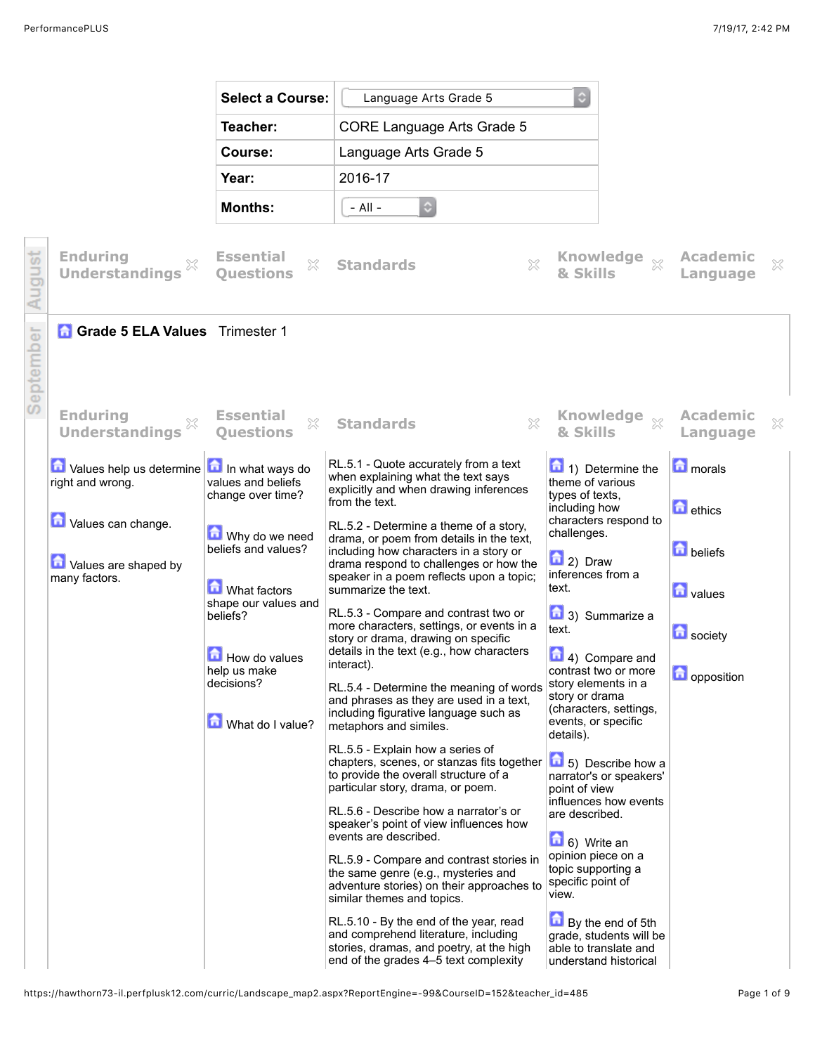| Select a Course: | Language Arts Grade 5 |
| --- | --- |
| Teacher: | CORE Language Arts Grade 5 |
| Course: | Language Arts Grade 5 |
| Year: | 2016-17 |
| Months: | - All - |

**August**

| Enduring Understandings | Essential Questions | Standards | Knowledge & Skills | Academic Language |
| --- | --- | --- | --- | --- |

**September**

## Grade 5 ELA Values Trimester 1

| Enduring Understandings | Essential Questions | Standards | Knowledge & Skills | Academic Language |
| --- | --- | --- | --- | --- |
| Values help us determine right and wrong.<br><br>Values can change.<br><br>Values are shaped by many factors. | In what ways do values and beliefs change over time?<br><br>Why do we need beliefs and values?<br><br>What factors shape our values and beliefs?<br><br>How do values help us make decisions?<br><br>What do I value? | RL.5.1 - Quote accurately from a text when explaining what the text says explicitly and when drawing inferences from the text.<br><br>RL.5.2 - Determine a theme of a story, drama, or poem from details in the text, including how characters in a story or drama respond to challenges or how the speaker in a poem reflects upon a topic; summarize the text.<br><br>RL.5.3 - Compare and contrast two or more characters, settings, or events in a story or drama, drawing on specific details in the text (e.g., how characters interact).<br><br>RL.5.4 - Determine the meaning of words and phrases as they are used in a text, including figurative language such as metaphors and similes.<br><br>RL.5.5 - Explain how a series of chapters, scenes, or stanzas fits together to provide the overall structure of a particular story, drama, or poem.<br><br>RL.5.6 - Describe how a narrator's or speaker's point of view influences how events are described.<br><br>RL.5.9 - Compare and contrast stories in the same genre (e.g., mysteries and adventure stories) on their approaches to similar themes and topics.<br><br>RL.5.10 - By the end of the year, read and comprehend literature, including stories, dramas, and poetry, at the high end of the grades 4–5 text complexity | 1) Determine the theme of various types of texts, including how characters respond to challenges.<br><br>2) Draw inferences from a text.<br><br>3) Summarize a text.<br><br>4) Compare and contrast two or more story elements in a story or drama (characters, settings, events, or specific details).<br><br>5) Describe how a narrator's or speakers' point of view influences how events are described.<br><br>6) Write an opinion piece on a topic supporting a specific point of view.<br><br>By the end of 5th grade, students will be able to translate and understand historical | morals<br><br>ethics<br><br>beliefs<br><br>values<br><br>society<br><br>opposition |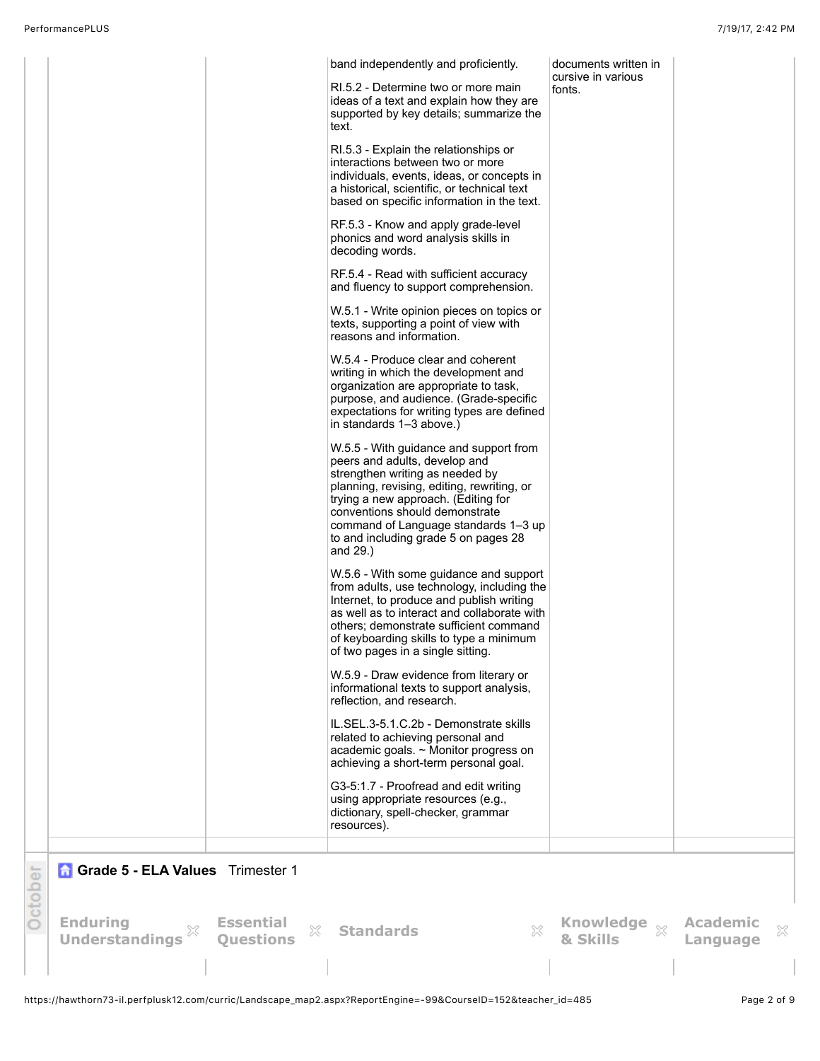| | | | | |
|---|---|---|---|---|
| | | band independently and proficiently.<br><br>RI.5.2 - Determine two or more main ideas of a text and explain how they are supported by key details; summarize the text.<br><br>RI.5.3 - Explain the relationships or interactions between two or more individuals, events, ideas, or concepts in a historical, scientific, or technical text based on specific information in the text.<br><br>RF.5.3 - Know and apply grade-level phonics and word analysis skills in decoding words.<br><br>RF.5.4 - Read with sufficient accuracy and fluency to support comprehension.<br><br>W.5.1 - Write opinion pieces on topics or texts, supporting a point of view with reasons and information.<br><br>W.5.4 - Produce clear and coherent writing in which the development and organization are appropriate to task, purpose, and audience. (Grade-specific expectations for writing types are defined in standards 1–3 above.)<br><br>W.5.5 - With guidance and support from peers and adults, develop and strengthen writing as needed by planning, revising, editing, rewriting, or trying a new approach. (Editing for conventions should demonstrate command of Language standards 1–3 up to and including grade 5 on pages 28 and 29.)<br><br>W.5.6 - With some guidance and support from adults, use technology, including the Internet, to produce and publish writing as well as to interact and collaborate with others; demonstrate sufficient command of keyboarding skills to type a minimum of two pages in a single sitting.<br><br>W.5.9 - Draw evidence from literary or informational texts to support analysis, reflection, and research.<br><br>IL.SEL.3-5.1.C.2b - Demonstrate skills related to achieving personal and academic goals. ~ Monitor progress on achieving a short-term personal goal.<br><br>G3-5:1.7 - Proofread and edit writing using appropriate resources (e.g., dictionary, spell-checker, grammar resources). | documents written in cursive in various fonts. | |

## October

**Grade 5 - ELA Values** Trimester 1

| Enduring Understandings | Essential Questions | Standards | Knowledge & Skills | Academic Language |
|---|---|---|---|---|
| | | | | |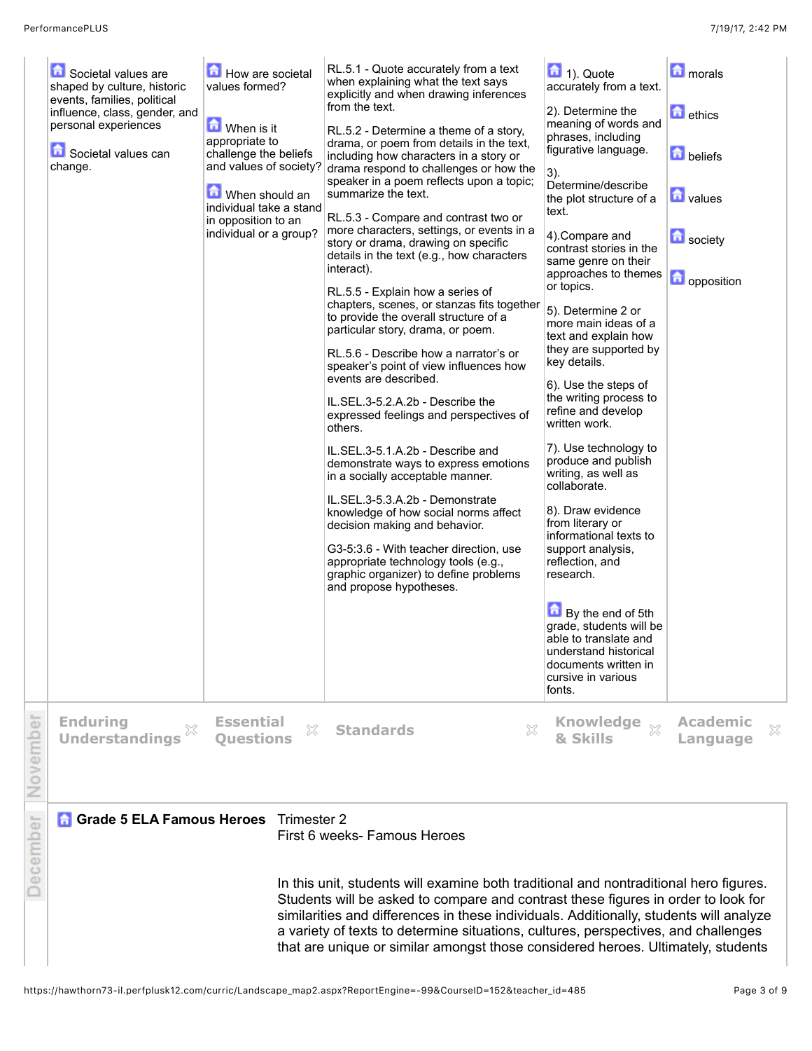| Enduring Understandings | Essential Questions | Standards | Knowledge & Skills | Academic Language |
| --- | --- | --- | --- | --- |
| Societal values are shaped by culture, historic events, families, political influence, class, gender, and personal experiences<br><br>Societal values can change. | How are societal values formed?<br><br>When is it appropriate to challenge the beliefs and values of society?<br><br>When should an individual take a stand in opposition to an individual or a group? | RL.5.1 - Quote accurately from a text when explaining what the text says explicitly and when drawing inferences from the text.<br><br>RL.5.2 - Determine a theme of a story, drama, or poem from details in the text, including how characters in a story or drama respond to challenges or how the speaker in a poem reflects upon a topic; summarize the text.<br><br>RL.5.3 - Compare and contrast two or more characters, settings, or events in a story or drama, drawing on specific details in the text (e.g., how characters interact).<br><br>RL.5.5 - Explain how a series of chapters, scenes, or stanzas fits together to provide the overall structure of a particular story, drama, or poem.<br><br>RL.5.6 - Describe how a narrator's or speaker's point of view influences how events are described.<br><br>IL.SEL.3-5.2.A.2b - Describe the expressed feelings and perspectives of others.<br><br>IL.SEL.3-5.1.A.2b - Describe and demonstrate ways to express emotions in a socially acceptable manner.<br><br>IL.SEL.3-5.3.A.2b - Demonstrate knowledge of how social norms affect decision making and behavior.<br><br>G3-5:3.6 - With teacher direction, use appropriate technology tools (e.g., graphic organizer) to define problems and propose hypotheses. | 1). Quote accurately from a text.<br><br>2). Determine the meaning of words and phrases, including figurative language.<br><br>3). Determine/describe the plot structure of a text.<br><br>4).Compare and contrast stories in the same genre on their approaches to themes or topics.<br><br>5). Determine 2 or more main ideas of a text and explain how they are supported by key details.<br><br>6). Use the steps of the writing process to refine and develop written work.<br><br>7). Use technology to produce and publish writing, as well as collaborate.<br><br>8). Draw evidence from literary or informational texts to support analysis, reflection, and research.<br><br>By the end of 5th grade, students will be able to translate and understand historical documents written in cursive in various fonts. | morals<br><br>ethics<br><br>beliefs<br><br>values<br><br>society<br><br>opposition |

## November

| Enduring Understandings | Essential Questions | Standards | Knowledge & Skills | Academic Language |
| --- | --- | --- | --- | --- |
| | | | | |

## December

**Grade 5 ELA Famous Heroes** Trimester 2
First 6 weeks- Famous Heroes

In this unit, students will examine both traditional and nontraditional hero figures. Students will be asked to compare and contrast these figures in order to look for similarities and differences in these individuals. Additionally, students will analyze a variety of texts to determine situations, cultures, perspectives, and challenges that are unique or similar amongst those considered heroes. Ultimately, students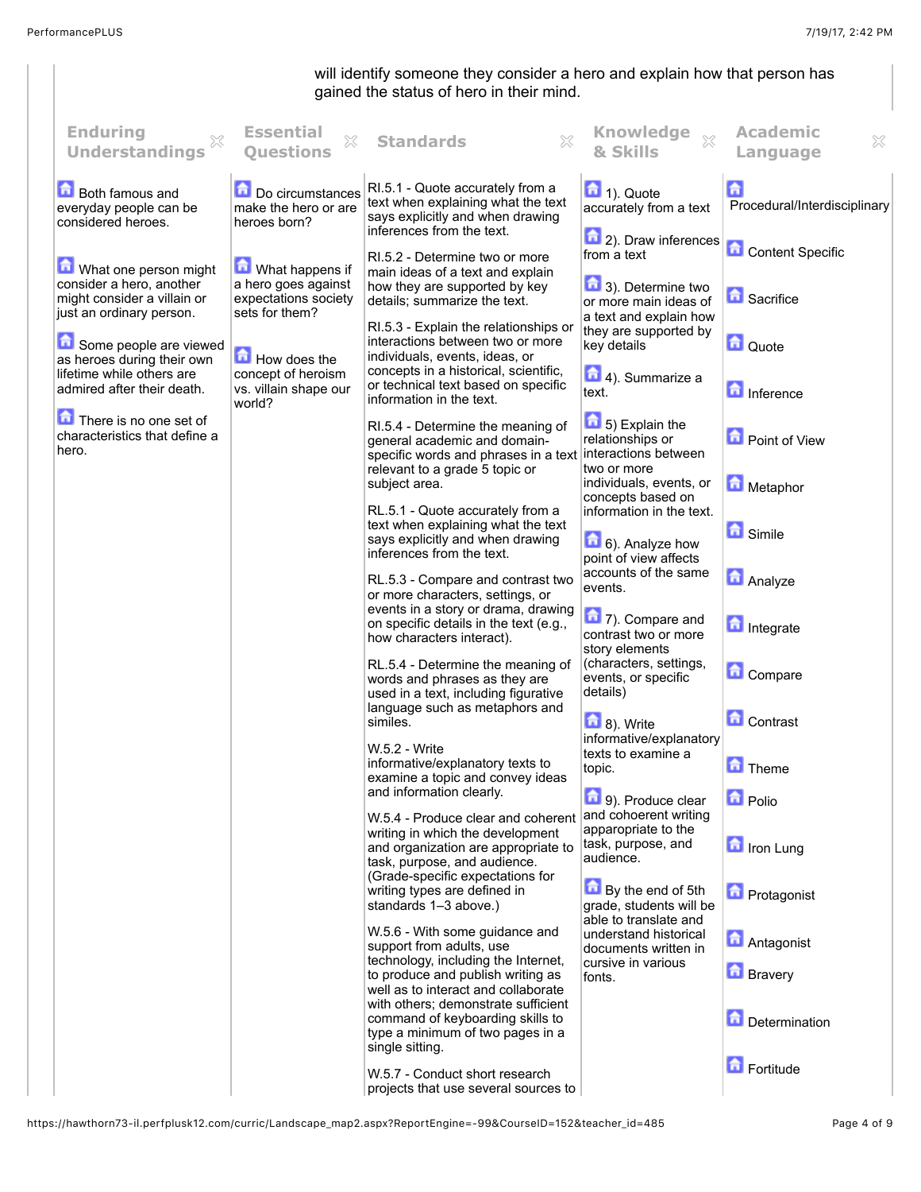will identify someone they consider a hero and explain how that person has gained the status of hero in their mind.

| Enduring Understandings | Essential Questions | Standards | Knowledge & Skills | Academic Language |
|---|---|---|---|---|
| Both famous and everyday people can be considered heroes.<br><br>What one person might consider a hero, another might consider a villain or just an ordinary person.<br><br>Some people are viewed as heroes during their own lifetime while others are admired after their death.<br><br>There is no one set of characteristics that define a hero. | Do circumstances make the hero or are heroes born?<br><br>What happens if a hero goes against expectations society sets for them?<br><br>How does the concept of heroism vs. villain shape our world? | RI.5.1 - Quote accurately from a text when explaining what the text says explicitly and when drawing inferences from the text.<br><br>RI.5.2 - Determine two or more main ideas of a text and explain how they are supported by key details; summarize the text.<br><br>RI.5.3 - Explain the relationships or interactions between two or more individuals, events, ideas, or concepts in a historical, scientific, or technical text based on specific information in the text.<br><br>RI.5.4 - Determine the meaning of general academic and domain-specific words and phrases in a text relevant to a grade 5 topic or subject area.<br><br>RL.5.1 - Quote accurately from a text when explaining what the text says explicitly and when drawing inferences from the text.<br><br>RL.5.3 - Compare and contrast two or more characters, settings, or events in a story or drama, drawing on specific details in the text (e.g., how characters interact).<br><br>RL.5.4 - Determine the meaning of words and phrases as they are used in a text, including figurative language such as metaphors and similes.<br><br>W.5.2 - Write informative/explanatory texts to examine a topic and convey ideas and information clearly.<br><br>W.5.4 - Produce clear and coherent writing in which the development and organization are appropriate to task, purpose, and audience. (Grade-specific expectations for writing types are defined in standards 1–3 above.)<br><br>W.5.6 - With some guidance and support from adults, use technology, including the Internet, to produce and publish writing as well as to interact and collaborate with others; demonstrate sufficient command of keyboarding skills to type a minimum of two pages in a single sitting.<br><br>W.5.7 - Conduct short research projects that use several sources to | 1). Quote accurately from a text<br><br>2). Draw inferences from a text<br><br>3). Determine two or more main ideas of a text and explain how they are supported by key details<br><br>4). Summarize a text.<br><br>5) Explain the relationships or interactions between two or more individuals, events, or concepts based on information in the text.<br><br>6). Analyze how point of view affects accounts of the same events.<br><br>7). Compare and contrast two or more story elements (characters, settings, events, or specific details)<br><br>8). Write informative/explanatory texts to examine a topic.<br><br>9). Produce clear and cohoerent writing apparopriate to the task, purpose, and audience.<br><br>By the end of 5th grade, students will be able to translate and understand historical documents written in cursive in various fonts. | Procedural/Interdisciplinary<br><br>Content Specific<br><br>Sacrifice<br><br>Quote<br><br>Inference<br><br>Point of View<br><br>Metaphor<br><br>Simile<br><br>Analyze<br><br>Integrate<br><br>Compare<br><br>Contrast<br><br>Theme<br><br>Polio<br><br>Iron Lung<br><br>Protagonist<br><br>Antagonist<br><br>Bravery<br><br>Determination<br><br>Fortitude |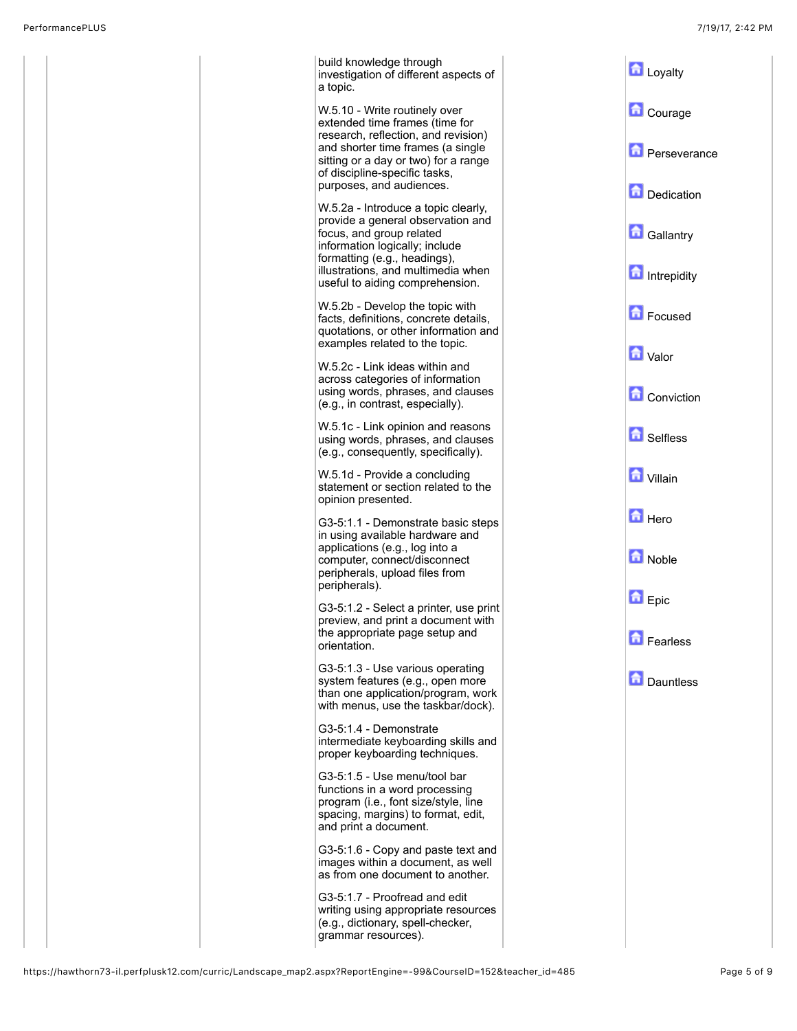| | | | | | |
|---|---|---|---|---|---|
| | | | build knowledge through investigation of different aspects of a topic.<br><br>W.5.10 - Write routinely over extended time frames (time for research, reflection, and revision) and shorter time frames (a single sitting or a day or two) for a range of discipline-specific tasks, purposes, and audiences.<br><br>W.5.2a - Introduce a topic clearly, provide a general observation and focus, and group related information logically; include formatting (e.g., headings), illustrations, and multimedia when useful to aiding comprehension.<br><br>W.5.2b - Develop the topic with facts, definitions, concrete details, quotations, or other information and examples related to the topic.<br><br>W.5.2c - Link ideas within and across categories of information using words, phrases, and clauses (e.g., in contrast, especially).<br><br>W.5.1c - Link opinion and reasons using words, phrases, and clauses (e.g., consequently, specifically).<br><br>W.5.1d - Provide a concluding statement or section related to the opinion presented.<br><br>G3-5:1.1 - Demonstrate basic steps in using available hardware and applications (e.g., log into a computer, connect/disconnect peripherals, upload files from peripherals).<br><br>G3-5:1.2 - Select a printer, use print preview, and print a document with the appropriate page setup and orientation.<br><br>G3-5:1.3 - Use various operating system features (e.g., open more than one application/program, work with menus, use the taskbar/dock).<br><br>G3-5:1.4 - Demonstrate intermediate keyboarding skills and proper keyboarding techniques.<br><br>G3-5:1.5 - Use menu/tool bar functions in a word processing program (i.e., font size/style, line spacing, margins) to format, edit, and print a document.<br><br>G3-5:1.6 - Copy and paste text and images within a document, as well as from one document to another.<br><br>G3-5:1.7 - Proofread and edit writing using appropriate resources (e.g., dictionary, spell-checker, grammar resources). | | Loyalty<br><br>Courage<br><br>Perseverance<br><br>Dedication<br><br>Gallantry<br><br>Intrepidity<br><br>Focused<br><br>Valor<br><br>Conviction<br><br>Selfless<br><br>Villain<br><br>Hero<br><br>Noble<br><br>Epic<br><br>Fearless<br><br>Dauntless |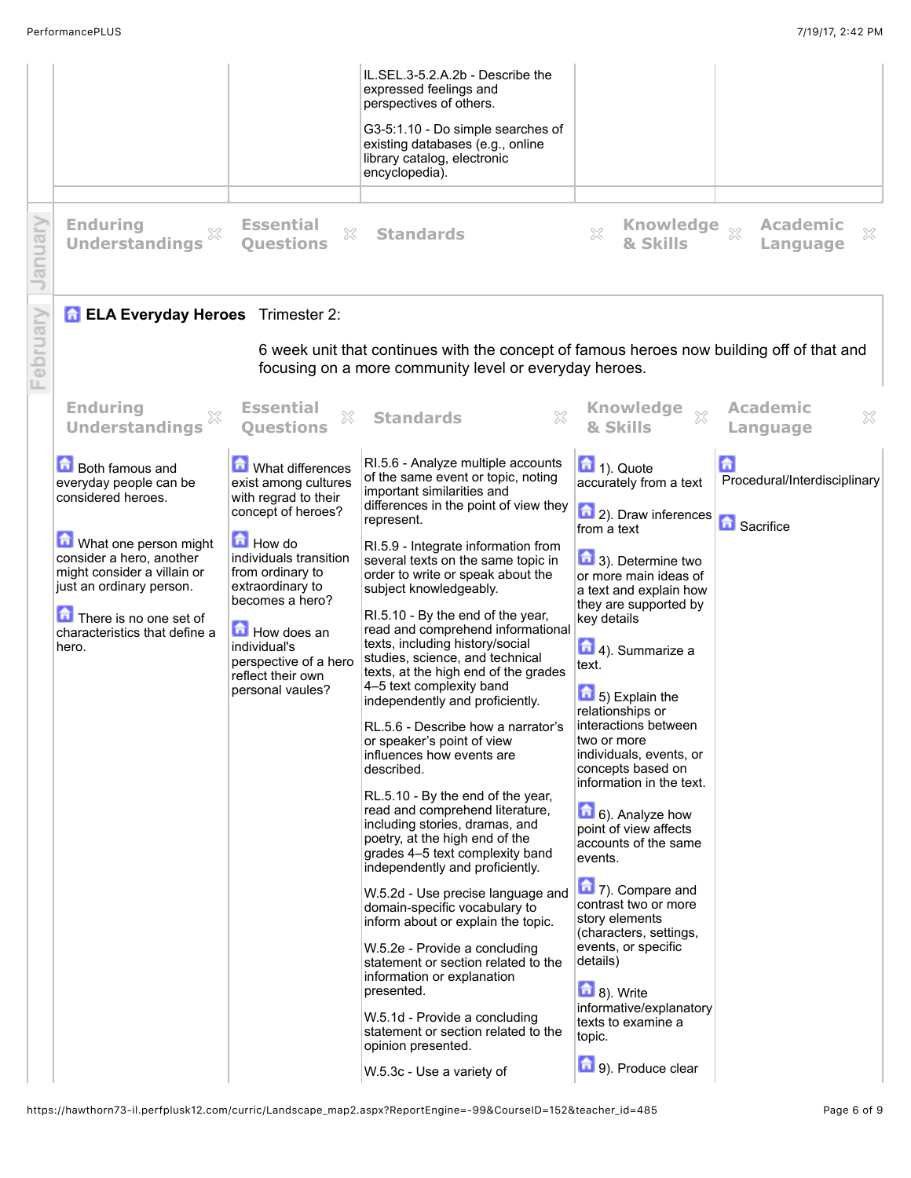| | | | | |
|---|---|---|---|---|
| | | IL.SEL.3-5.2.A.2b - Describe the expressed feelings and perspectives of others.<br><br>G3-5:1.10 - Do simple searches of existing databases (e.g., online library catalog, electronic encyclopedia). | | |

January

| Enduring Understandings | Essential Questions | Standards | Knowledge & Skills | Academic Language |
|---|---|---|---|---|

February

**ELA Everyday Heroes** Trimester 2:

6 week unit that continues with the concept of famous heroes now building off of that and focusing on a more community level or everyday heroes.

| Enduring Understandings | Essential Questions | Standards | Knowledge & Skills | Academic Language |
|---|---|---|---|---|
| Both famous and everyday people can be considered heroes.<br><br>What one person might consider a hero, another might consider a villain or just an ordinary person.<br><br>There is no one set of characteristics that define a hero. | What differences exist among cultures with regrad to their concept of heroes?<br><br>How do individuals transition from ordinary to extraordinary to becomes a hero?<br><br>How does an individual's perspective of a hero reflect their own personal vaules? | RI.5.6 - Analyze multiple accounts of the same event or topic, noting important similarities and differences in the point of view they represent.<br><br>RI.5.9 - Integrate information from several texts on the same topic in order to write or speak about the subject knowledgeably.<br><br>RI.5.10 - By the end of the year, read and comprehend informational texts, including history/social studies, science, and technical texts, at the high end of the grades 4–5 text complexity band independently and proficiently.<br><br>RL.5.6 - Describe how a narrator's or speaker's point of view influences how events are described.<br><br>RL.5.10 - By the end of the year, read and comprehend literature, including stories, dramas, and poetry, at the high end of the grades 4–5 text complexity band independently and proficiently.<br><br>W.5.2d - Use precise language and domain-specific vocabulary to inform about or explain the topic.<br><br>W.5.2e - Provide a concluding statement or section related to the information or explanation presented.<br><br>W.5.1d - Provide a concluding statement or section related to the opinion presented.<br><br>W.5.3c - Use a variety of | 1). Quote accurately from a text<br><br>2). Draw inferences from a text<br><br>3). Determine two or more main ideas of a text and explain how they are supported by key details<br><br>4). Summarize a text.<br><br>5) Explain the relationships or interactions between two or more individuals, events, or concepts based on information in the text.<br><br>6). Analyze how point of view affects accounts of the same events.<br><br>7). Compare and contrast two or more story elements (characters, settings, events, or specific details)<br><br>8). Write informative/explanatory texts to examine a topic.<br><br>9). Produce clear | Procedural/Interdisciplinary<br><br>Sacrifice |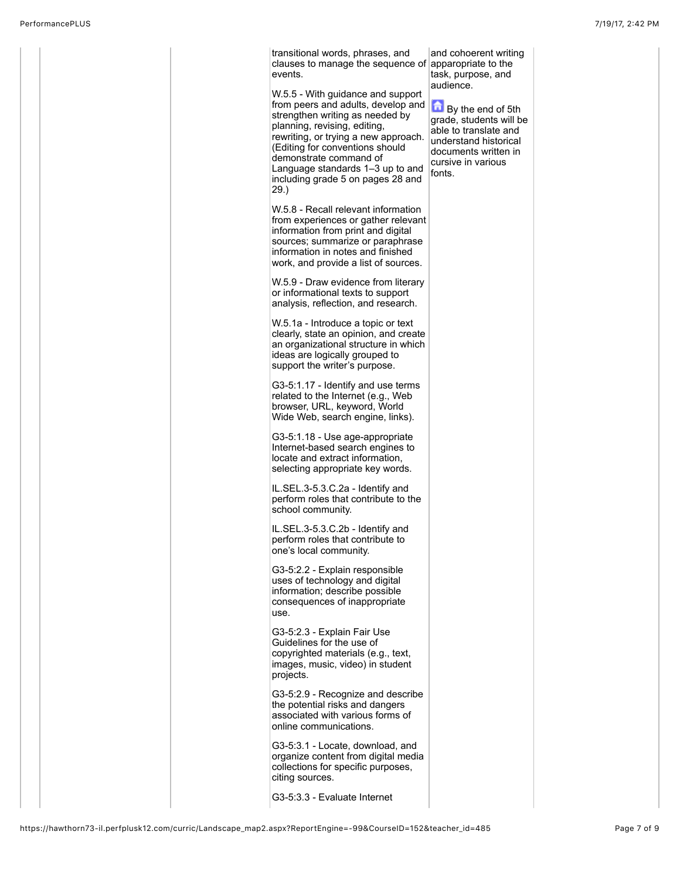| | | | | | |
|---|---|---|---|---|---|
| | | | transitional words, phrases, and clauses to manage the sequence of events.<br><br>W.5.5 - With guidance and support from peers and adults, develop and strengthen writing as needed by planning, revising, editing, rewriting, or trying a new approach. (Editing for conventions should demonstrate command of Language standards 1–3 up to and including grade 5 on pages 28 and 29.)<br><br>W.5.8 - Recall relevant information from experiences or gather relevant information from print and digital sources; summarize or paraphrase information in notes and finished work, and provide a list of sources.<br><br>W.5.9 - Draw evidence from literary or informational texts to support analysis, reflection, and research.<br><br>W.5.1a - Introduce a topic or text clearly, state an opinion, and create an organizational structure in which ideas are logically grouped to support the writer's purpose.<br><br>G3-5:1.17 - Identify and use terms related to the Internet (e.g., Web browser, URL, keyword, World Wide Web, search engine, links).<br><br>G3-5:1.18 - Use age-appropriate Internet-based search engines to locate and extract information, selecting appropriate key words.<br><br>IL.SEL.3-5.3.C.2a - Identify and perform roles that contribute to the school community.<br><br>IL.SEL.3-5.3.C.2b - Identify and perform roles that contribute to one's local community.<br><br>G3-5:2.2 - Explain responsible uses of technology and digital information; describe possible consequences of inappropriate use.<br><br>G3-5:2.3 - Explain Fair Use Guidelines for the use of copyrighted materials (e.g., text, images, music, video) in student projects.<br><br>G3-5:2.9 - Recognize and describe the potential risks and dangers associated with various forms of online communications.<br><br>G3-5:3.1 - Locate, download, and organize content from digital media collections for specific purposes, citing sources.<br><br>G3-5:3.3 - Evaluate Internet | and cohoerent writing apparopriate to the task, purpose, and audience.<br><br>By the end of 5th grade, students will be able to translate and understand historical documents written in cursive in various fonts. | |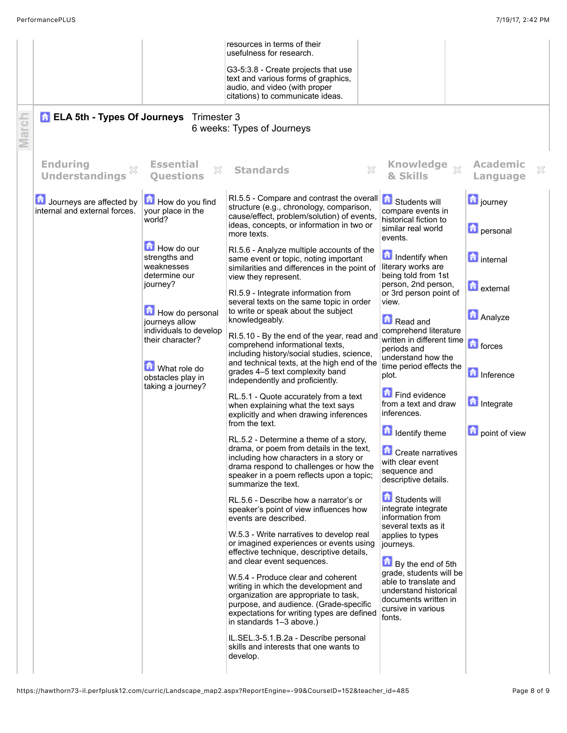| | | resources in terms of their usefulness for research.<br><br>G3-5:3.8 - Create projects that use text and various forms of graphics, audio, and video (with proper citations) to communicate ideas. | | |
|---|---|---|---|---|

March

## ELA 5th - Types Of Journeys

Trimester 3
6 weeks: Types of Journeys

| Enduring Understandings | Essential Questions | Standards | Knowledge & Skills | Academic Language |
|---|---|---|---|---|
| Journeys are affected by internal and external forces. | How do you find your place in the world?<br><br>How do our strengths and weaknesses determine our journey?<br><br>How do personal journeys allow individuals to develop their character?<br><br>What role do obstacles play in taking a journey? | RI.5.5 - Compare and contrast the overall structure (e.g., chronology, comparison, cause/effect, problem/solution) of events, ideas, concepts, or information in two or more texts.<br><br>RI.5.6 - Analyze multiple accounts of the same event or topic, noting important similarities and differences in the point of view they represent.<br><br>RI.5.9 - Integrate information from several texts on the same topic in order to write or speak about the subject knowledgeably.<br><br>RI.5.10 - By the end of the year, read and comprehend informational texts, including history/social studies, science, and technical texts, at the high end of the grades 4–5 text complexity band independently and proficiently.<br><br>RL.5.1 - Quote accurately from a text when explaining what the text says explicitly and when drawing inferences from the text.<br><br>RL.5.2 - Determine a theme of a story, drama, or poem from details in the text, including how characters in a story or drama respond to challenges or how the speaker in a poem reflects upon a topic; summarize the text.<br><br>RL.5.6 - Describe how a narrator's or speaker's point of view influences how events are described.<br><br>W.5.3 - Write narratives to develop real or imagined experiences or events using effective technique, descriptive details, and clear event sequences.<br><br>W.5.4 - Produce clear and coherent writing in which the development and organization are appropriate to task, purpose, and audience. (Grade-specific expectations for writing types are defined in standards 1–3 above.)<br><br>IL.SEL.3-5.1.B.2a - Describe personal skills and interests that one wants to develop. | Students will compare events in historical fiction to similar real world events.<br><br>Indentify when literary works are being told from 1st person, 2nd person, or 3rd person point of view.<br><br>Read and comprehend literature written in different time periods and understand how the time period effects the plot.<br><br>Find evidence from a text and draw inferences.<br><br>Identify theme<br><br>Create narratives with clear event sequence and descriptive details.<br><br>Students will integrate integrate information from several texts as it applies to types journeys.<br><br>By the end of 5th grade, students will be able to translate and understand historical documents written in cursive in various fonts. | journey<br><br>personal<br><br>internal<br><br>external<br><br>Analyze<br><br>forces<br><br>Inference<br><br>Integrate<br><br>point of view |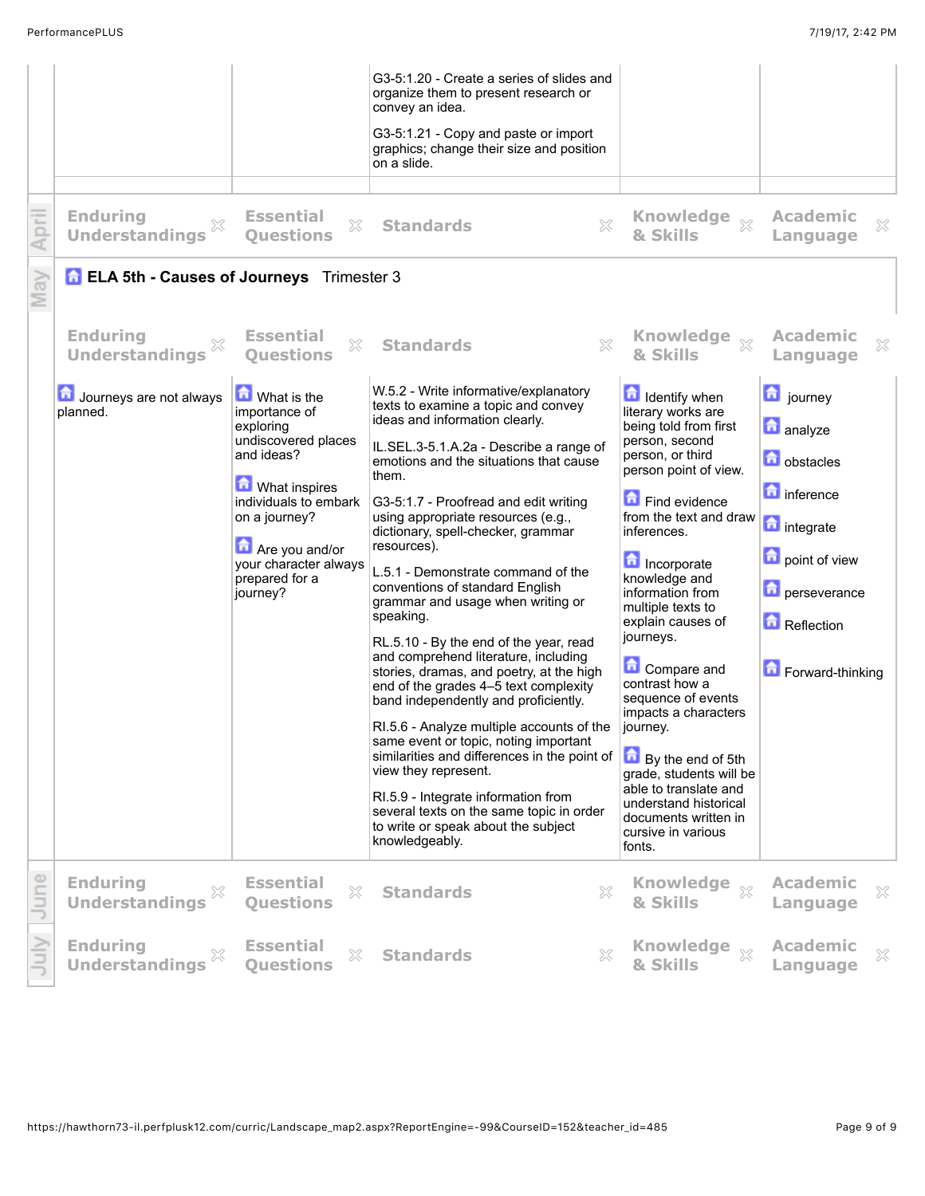| | | | | |
|---|---|---|---|---|
| | | G3-5:1.20 - Create a series of slides and organize them to present research or convey an idea.<br><br>G3-5:1.21 - Copy and paste or import graphics; change their size and position on a slide. | | |

April

| Enduring Understandings | Essential Questions | Standards | Knowledge & Skills | Academic Language |
|---|---|---|---|---|

May

## ELA 5th - Causes of Journeys Trimester 3

| Enduring Understandings | Essential Questions | Standards | Knowledge & Skills | Academic Language |
|---|---|---|---|---|
| Journeys are not always planned. | What is the importance of exploring undiscovered places and ideas?<br><br>What inspires individuals to embark on a journey?<br><br>Are you and/or your character always prepared for a journey? | W.5.2 - Write informative/explanatory texts to examine a topic and convey ideas and information clearly.<br><br>IL.SEL.3-5.1.A.2a - Describe a range of emotions and the situations that cause them.<br><br>G3-5:1.7 - Proofread and edit writing using appropriate resources (e.g., dictionary, spell-checker, grammar resources).<br><br>L.5.1 - Demonstrate command of the conventions of standard English grammar and usage when writing or speaking.<br><br>RL.5.10 - By the end of the year, read and comprehend literature, including stories, dramas, and poetry, at the high end of the grades 4–5 text complexity band independently and proficiently.<br><br>RI.5.6 - Analyze multiple accounts of the same event or topic, noting important similarities and differences in the point of view they represent.<br><br>RI.5.9 - Integrate information from several texts on the same topic in order to write or speak about the subject knowledgeably. | Identify when literary works are being told from first person, second person, or third person point of view.<br><br>Find evidence from the text and draw inferences.<br><br>Incorporate knowledge and information from multiple texts to explain causes of journeys.<br><br>Compare and contrast how a sequence of events impacts a characters journey.<br><br>By the end of 5th grade, students will be able to translate and understand historical documents written in cursive in various fonts. | journey<br><br>analyze<br><br>obstacles<br><br>inference<br><br>integrate<br><br>point of view<br><br>perseverance<br><br>Reflection<br><br>Forward-thinking |

June

| Enduring Understandings | Essential Questions | Standards | Knowledge & Skills | Academic Language |
|---|---|---|---|---|

July

| Enduring Understandings | Essential Questions | Standards | Knowledge & Skills | Academic Language |
|---|---|---|---|---|